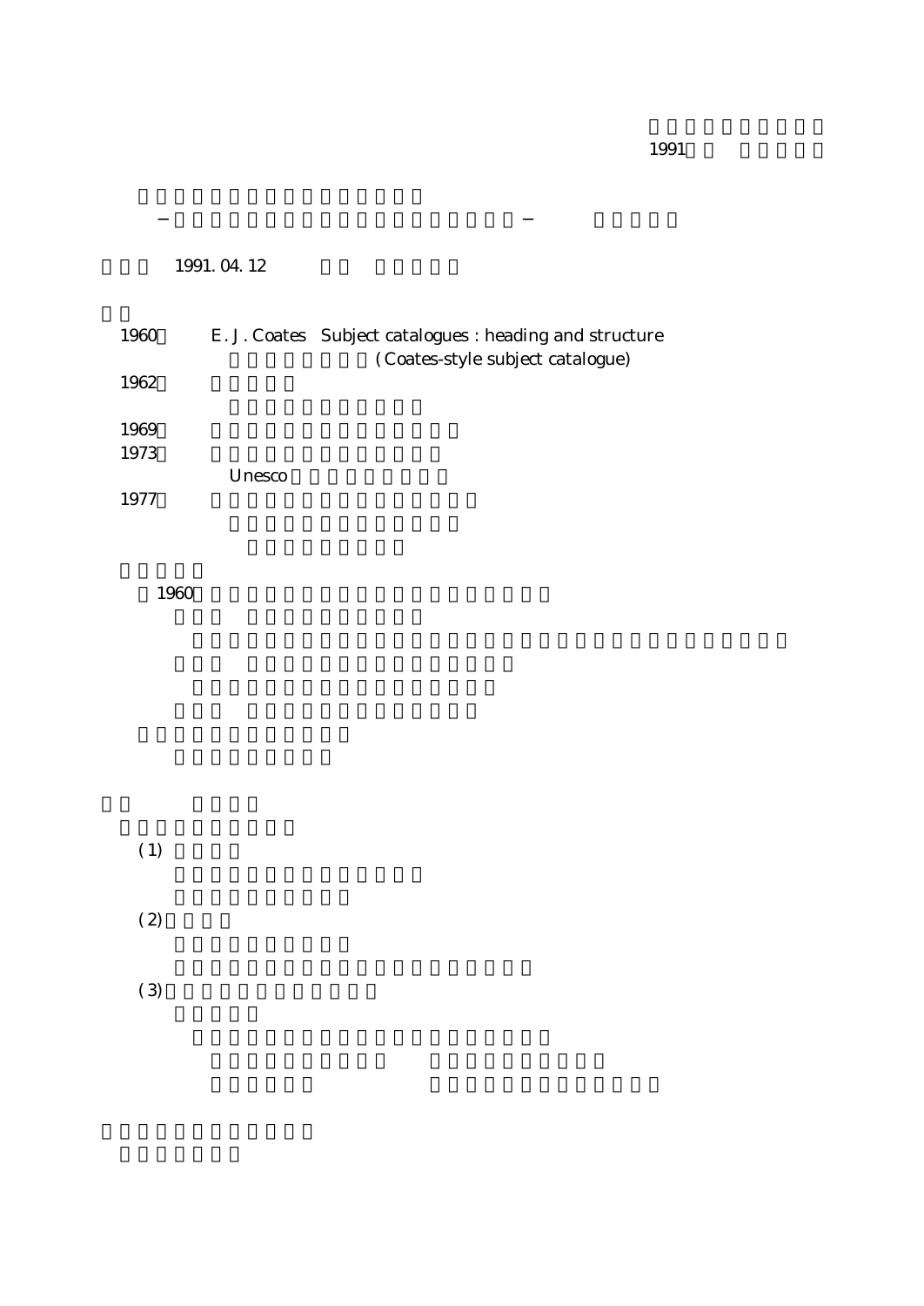1991

1991. 04. 12

1960　E. J. Coates　Subject catalogues : heading and structure

(Coates-style subject catalogue)

1962

1969

1973

Unesco

1977

1960

(1)

(2)

(3)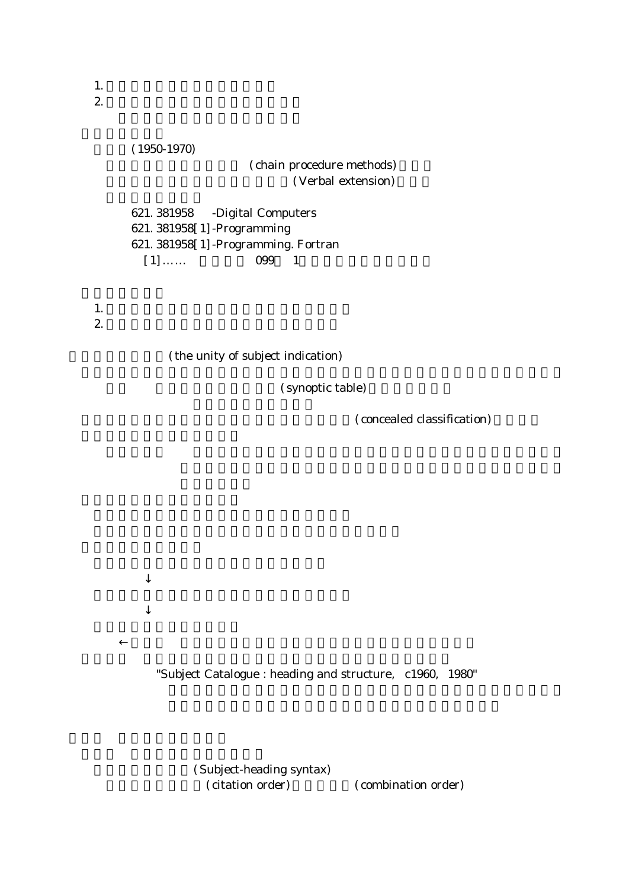1.

2.

(1950-1970)

(chain procedure methods)

(Verbal extension)

621. 381958 -Digital Computers
621. 381958[1]-Programming
621. 381958[1]-Programming. Fortran
[1]…… 099 1

1.

2.

(the unity of subject indication)

(synoptic table)

(concealed classification)

↓

↓

←

"Subject Catalogue : heading and structure, c1960, 1980"

(Subject-heading syntax)
(citation order) (combination order)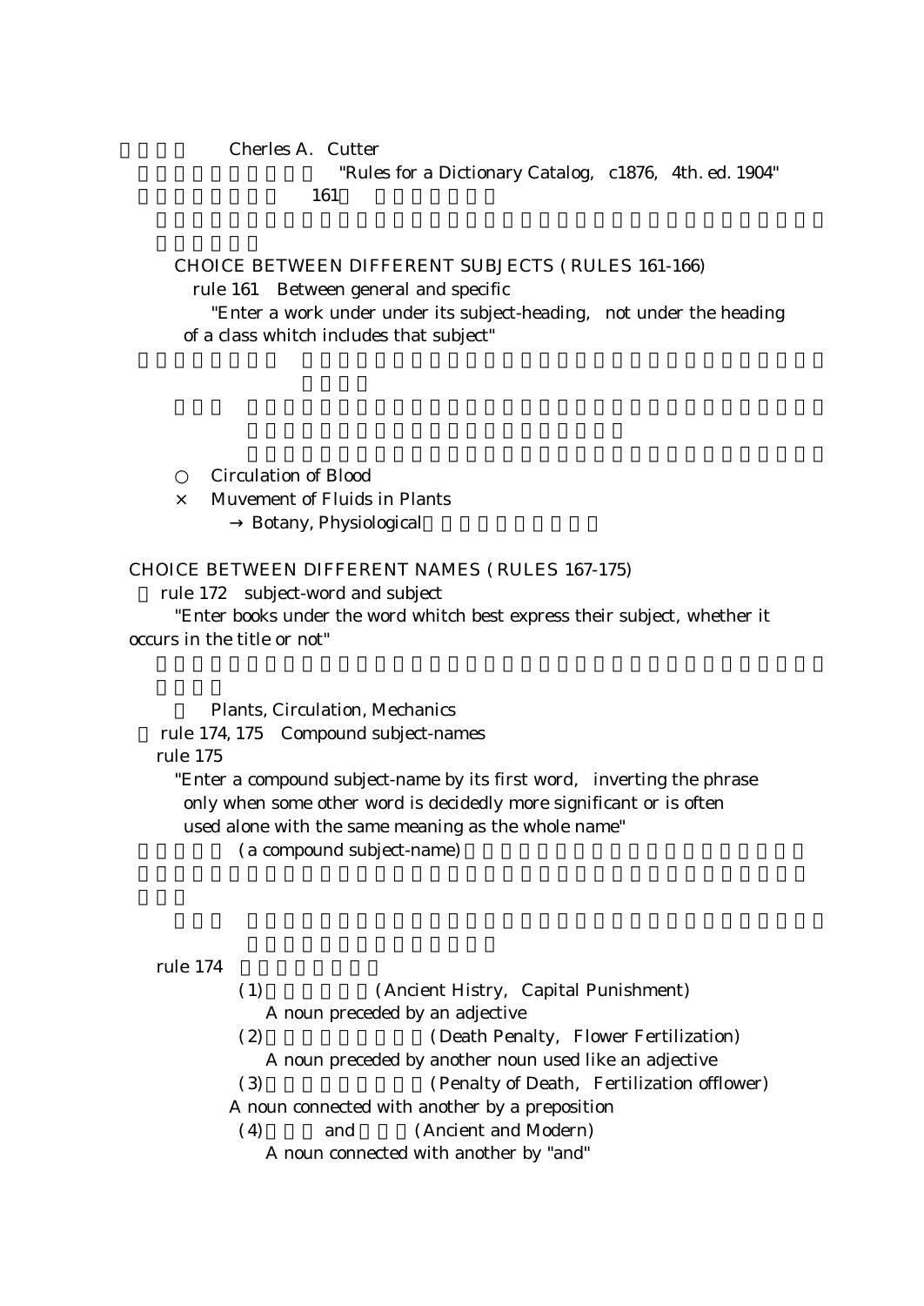Cherles A. Cutter

"Rules for a Dictionary Catalog, c1876, 4th. ed. 1904"

161

CHOICE BETWEEN DIFFERENT SUBJECTS ( RULES 161-166)

rule 161 Between general and specific

"Enter a work under under its subject-heading, not under the heading of a class whitch includes that subject"

○ Circulation of Blood

× Muvement of Fluids in Plants

→ Botany, Physiological

CHOICE BETWEEN DIFFERENT NAMES ( RULES 167-175)

rule 172 subject-word and subject

"Enter books under the word whitch best express their subject, whether it occurs in the title or not"

Plants, Circulation, Mechanics

rule 174, 175 Compound subject-names

rule 175

"Enter a compound subject-name by its first word, inverting the phrase only when some other word is decidedly more significant or is often used alone with the same meaning as the whole name"

( a compound subject-name)

rule 174

(1) (Ancient Histry, Capital Punishment)
A noun preceded by an adjective

(2) (Death Penalty, Flower Fertilization)
A noun preceded by another noun used like an adjective

(3) (Penalty of Death, Fertilization offlower)
A noun connected with another by a preposition

(4) and (Ancient and Modern)
A noun connected with another by "and"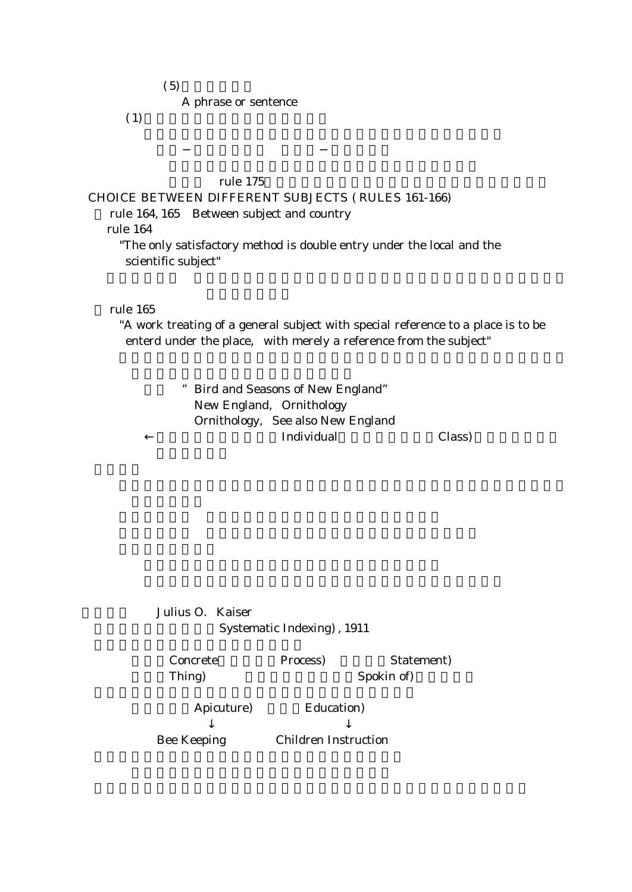(5)

A phrase or sentence

(1)

rule 175

CHOICE BETWEEN DIFFERENT SUBJECTS ( RULES 161-166)

rule 164, 165　Between subject and country

rule 164

"The only satisfactory method is double entry under the local and the scientific subject"

rule 165

"A work treating of a general subject with special reference to a place is to be enterd under the place,　with merely a reference from the subject"

" Bird and Seasons of New England"

New England,　Ornithology

Ornithology,　See also New England

← Individual Class)

Julius O.　Kaiser

Systematic Indexing) , 1911

Concrete　Process)　Statement)

Thing)　Spokin of)

Apicuture)　Education)

↓　↓

Bee Keeping　Children Instruction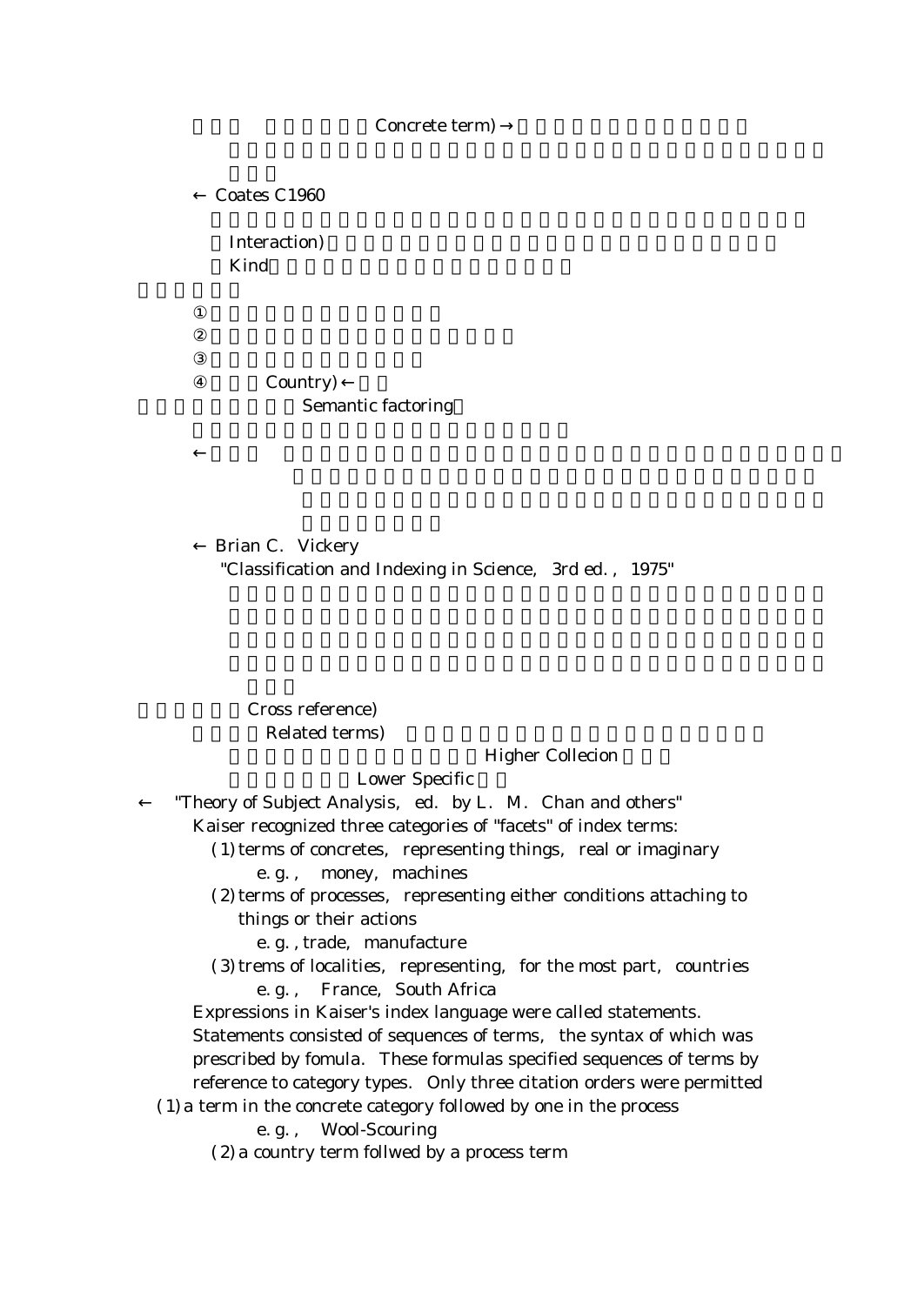Concrete term) →

← Coates C1960

Interaction)
Kind

①
②
③
④ Country) ←
Semantic factoring

←

← Brian C. Vickery
"Classification and Indexing in Science, 3rd ed., 1975"

Cross reference)
Related terms)
Higher Collecion
Lower Specific

← "Theory of Subject Analysis, ed. by L. M. Chan and others"
Kaiser recognized three categories of "facets" of index terms:
(1) terms of concretes, representing things, real or imaginary
e.g., money, machines
(2) terms of processes, representing either conditions attaching to things or their actions
e.g., trade, manufacture
(3) trems of localities, representing, for the most part, countries
e.g., France, South Africa
Expressions in Kaiser's index language were called statements. Statements consisted of sequences of terms, the syntax of which was prescribed by fomula. These formulas specified sequences of terms by reference to category types. Only three citation orders were permitted
(1) a term in the concrete category followed by one in the process
e.g., Wool-Scouring
(2) a country term follwed by a process term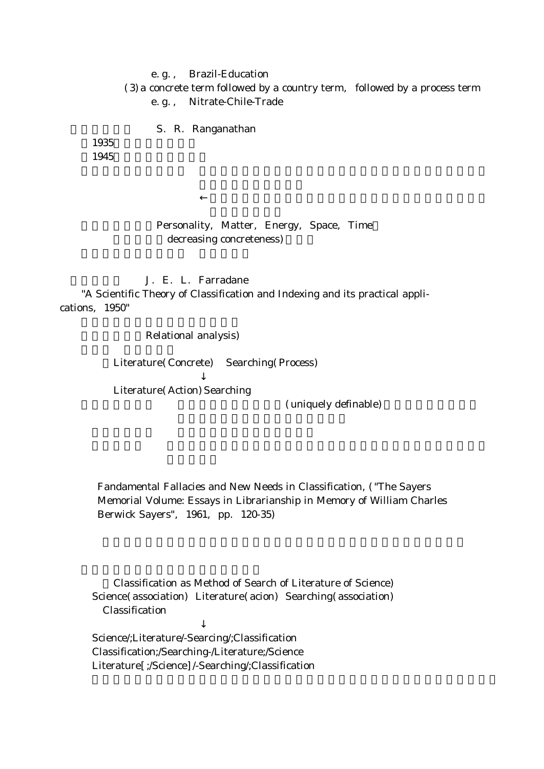e. g. , Brazil-Education

(3) a concrete term followed by a country term, followed by a process term

e. g. , Nitrate-Chile-Trade

S. R. Ranganathan

1935

1945

←

Personality, Matter, Energy, Space, Time

decreasing concreteness)

J. E. L. Farradane

"A Scientific Theory of Classification and Indexing and its practical applications, 1950"

Relational analysis)

Literature(Concrete) Searching(Process)

↓

Literature(Action) Searching

(uniquely definable)

Fandamental Fallacies and New Needs in Classification, ("The Sayers Memorial Volume: Essays in Librarianship in Memory of William Charles Berwick Sayers", 1961, pp. 120-35)

Classification as Method of Search of Literature of Science)

Science(association) Literature(acion) Searching(association) Classification

↓

Science/;Literature/-Searcing/;Classification

Classification;/Searching-/Literature;/Science

Literature[;/Science]/-Searching/;Classification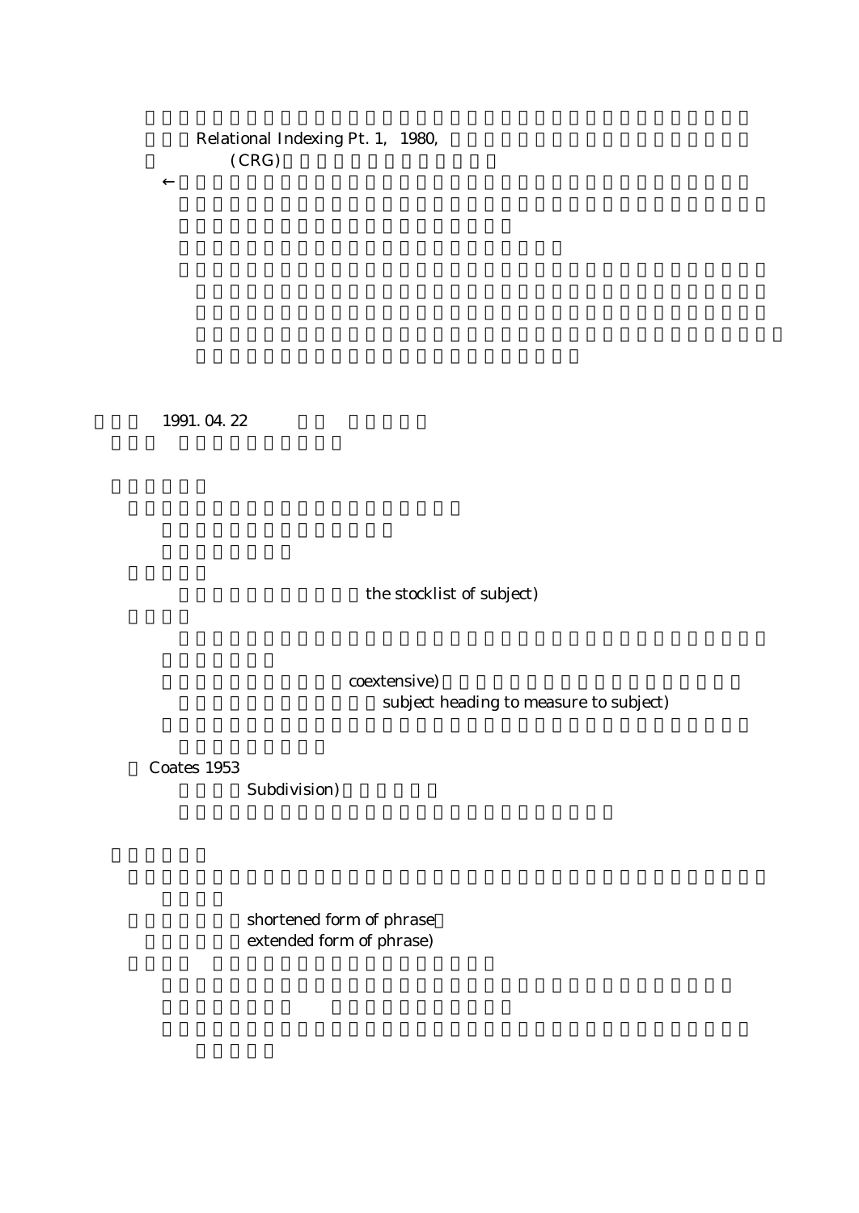Relational Indexing Pt. 1, 1980,

(CRG)

←

1991. 04. 22

the stocklist of subject)

coextensive)

subject heading to measure to subject)

Coates 1953

Subdivision)

shortened form of phrase

extended form of phrase)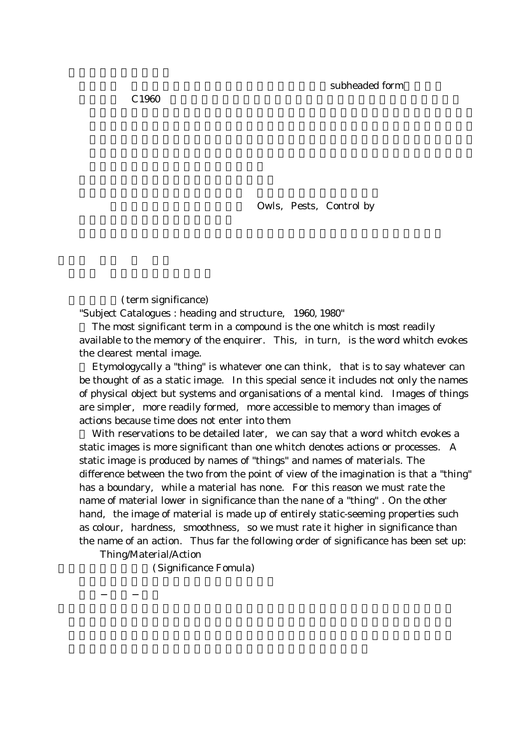subheaded form

C1960

Owls, Pests, Control by

(term significance)

"Subject Catalogues : heading and structure, 1960, 1980"

The most significant term in a compound is the one whitch is most readily available to the memory of the enquirer. This, in turn, is the word whitch evokes the clearest mental image.

Etymologycally a "thing" is whatever one can think, that is to say whatever can be thought of as a static image. In this special sence it includes not only the names of physical object but systems and organisations of a mental kind. Images of things are simpler, more readily formed, more accessible to memory than images of actions because time does not enter into them

With reservations to be detailed later, we can say that a word whitch evokes a static images is more significant than one whitch denotes actions or processes. A static image is produced by names of "things" and names of materials. The difference between the two from the point of view of the imagination is that a "thing" has a boundary, while a material has none. For this reason we must rate the name of material lower in significance than the nane of a "thing" . On the other hand, the image of material is made up of entirely static-seeming properties such as colour, hardness, smoothness, so we must rate it higher in significance than the name of an action. Thus far the following order of significance has been set up:

Thing/Material/Action

(Significance Fomula)

－ －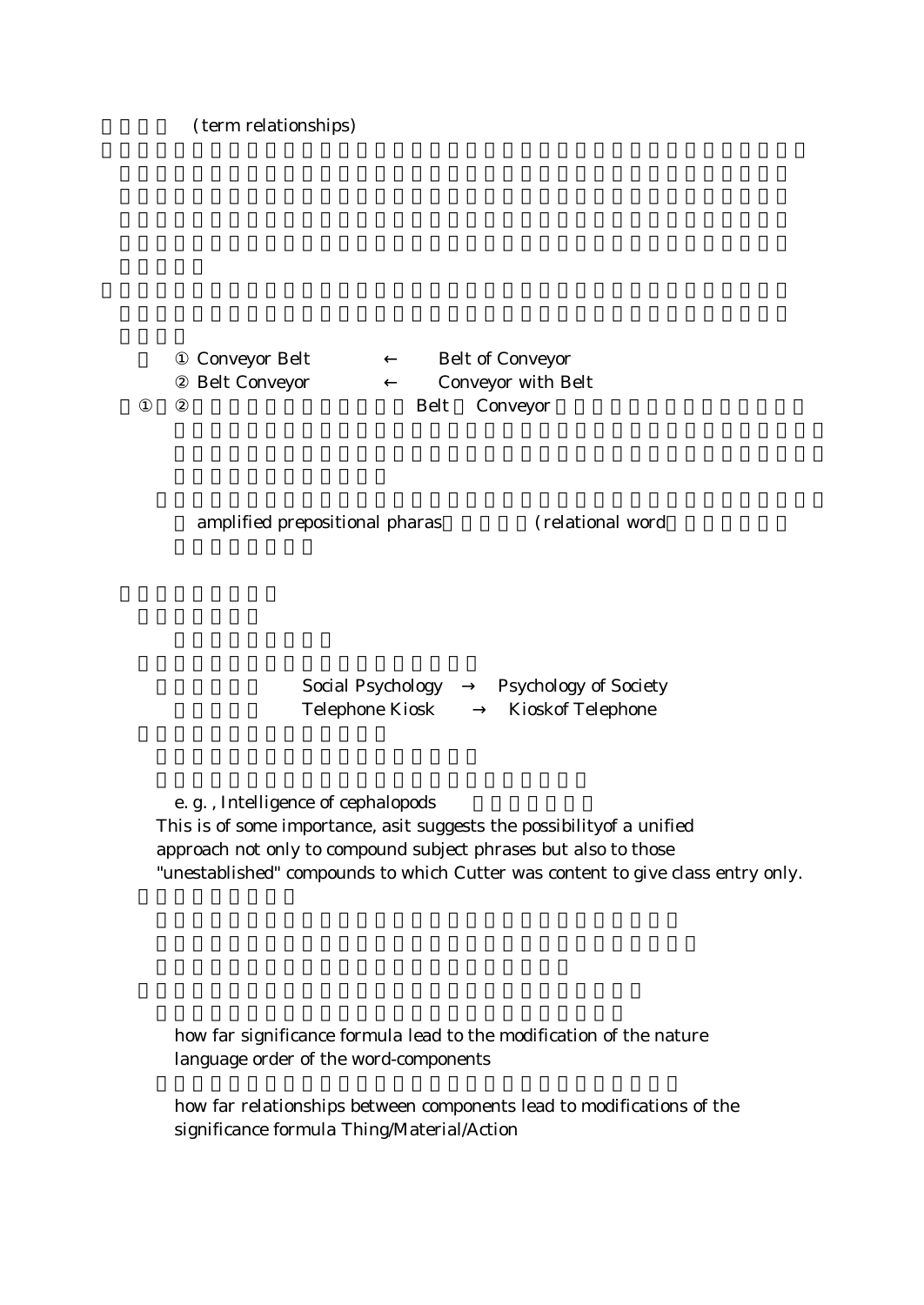(term relationships)

① Conveyor Belt ← Belt of Conveyor

② Belt Conveyor ← Conveyor with Belt

① ② Belt Conveyor

amplified prepositional pharas (relational word

Social Psychology → Psychology of Society

Telephone Kiosk → Kioskof Telephone

e. g. , Intelligence of cephalopods

This is of some importance, asit suggests the possibilityof a unified approach not only to compound subject phrases but also to those "unestablished" compounds to which Cutter was content to give class entry only.

how far significance formula lead to the modification of the nature language order of the word-components

how far relationships between components lead to modifications of the significance formula Thing/Material/Action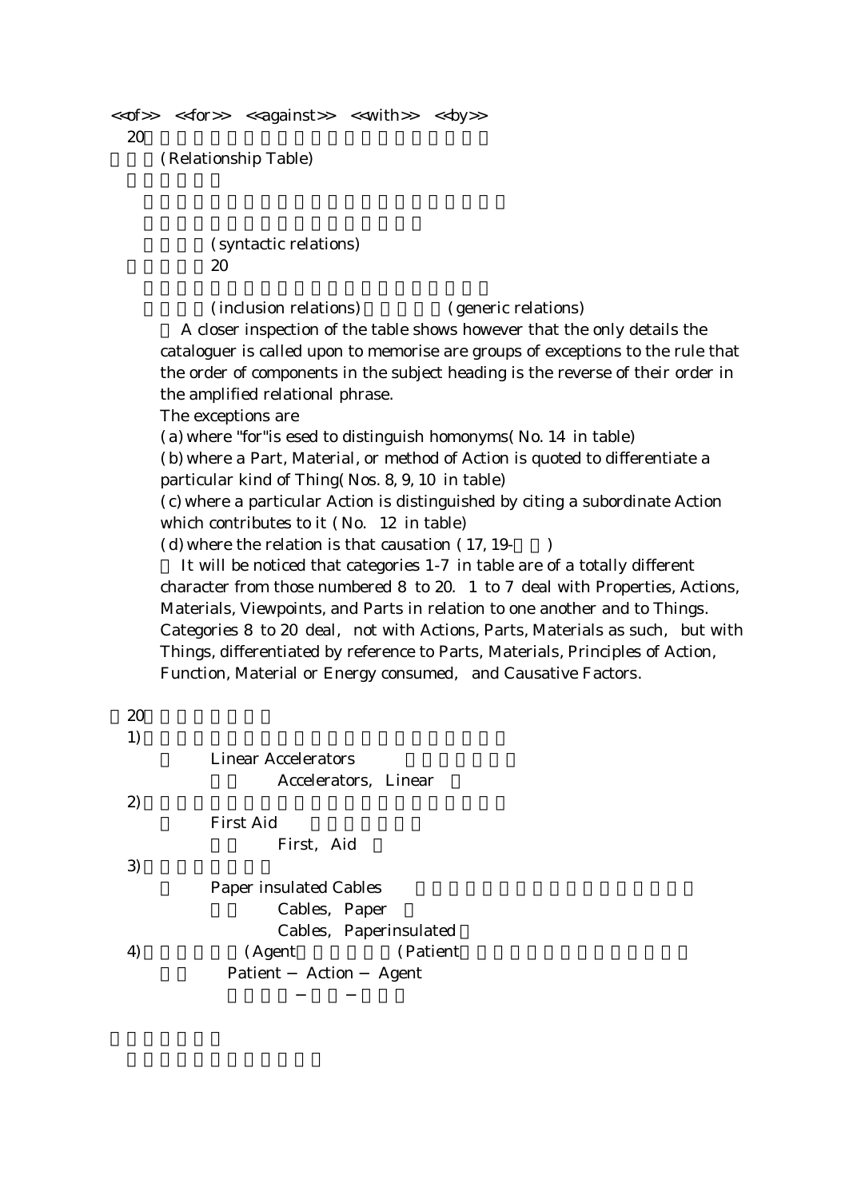<<of>> <<for>> <<against>> <<with>> <<by>>

20

(Relationship Table)

(syntactic relations)

20

(inclusion relations) (generic relations)

A closer inspection of the table shows however that the only details the cataloguer is called upon to memorise are groups of exceptions to the rule that the order of components in the subject heading is the reverse of their order in the amplified relational phrase.

The exceptions are

(a) where "for"is esed to distinguish homonyms(No. 14 in table)

(b) where a Part, Material, or method of Action is quoted to differentiate a particular kind of Thing(Nos. 8, 9, 10 in table)

(c) where a particular Action is distinguished by citing a subordinate Action which contributes to it (No. 12 in table)

(d) where the relation is that causation (17, 19- )

It will be noticed that categories 1-7 in table are of a totally different character from those numbered 8 to 20. 1 to 7 deal with Properties, Actions, Materials, Viewpoints, and Parts in relation to one another and to Things. Categories 8 to 20 deal, not with Actions, Parts, Materials as such, but with Things, differentiated by reference to Parts, Materials, Principles of Action, Function, Material or Energy consumed, and Causative Factors.

20

1)

Linear Accelerators

Accelerators, Linear

2)

First Aid

First, Aid

3)

Paper insulated Cables

Cables, Paper

Cables, Paperinsulated

4) (Agent (Patient

Patient − Action − Agent

− −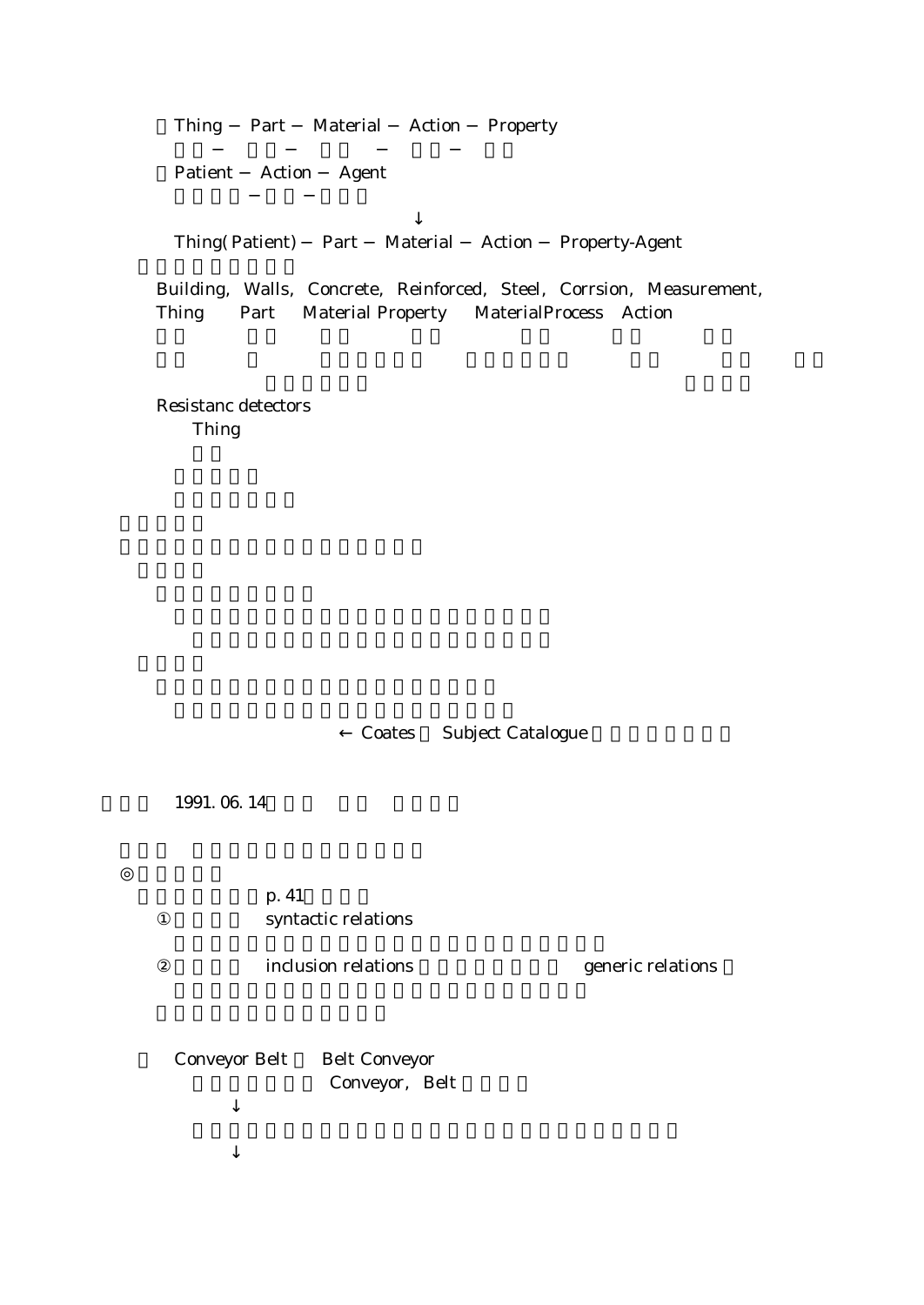Thing − Part − Material − Action − Property

− − − −

Patient − Action − Agent

− −

↓

Thing(Patient) − Part − Material − Action − Property-Agent

Building, Walls, Concrete, Reinforced, Steel, Corrsion, Measurement,

Thing Part Material Property MaterialProcess Action

Resistanc detectors

Thing

← Coates Subject Catalogue

1991. 06. 14

◎

p. 41

① syntactic relations

② inclusion relations generic relations

Conveyor Belt Belt Conveyor

Conveyor, Belt

↓

↓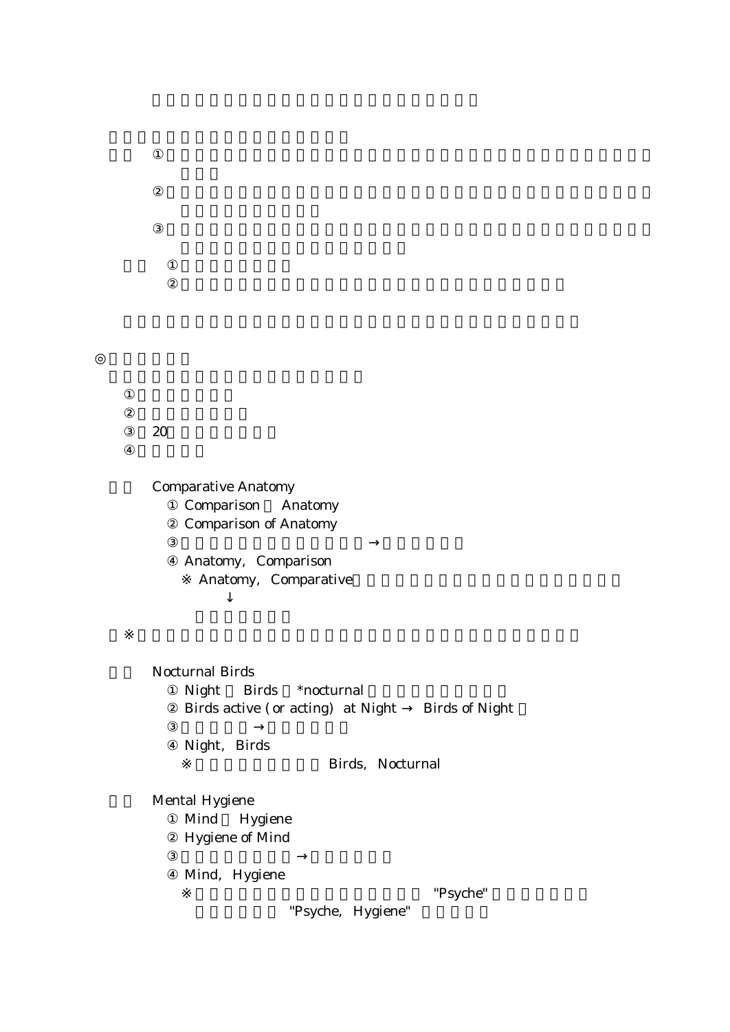①

②

③

①

②

◎

①

②

③ 20

④

Comparative Anatomy

① Comparison Anatomy

② Comparison of Anatomy

③ →

④ Anatomy, Comparison

※ Anatomy, Comparative

↓

※

Nocturnal Birds

① Night Birds *nocturnal

② Birds active (or acting) at Night → Birds of Night

③ →

④ Night, Birds

※ Birds, Nocturnal

Mental Hygiene

① Mind Hygiene

② Hygiene of Mind

③ →

④ Mind, Hygiene

※ "Psyche"

"Psyche, Hygiene"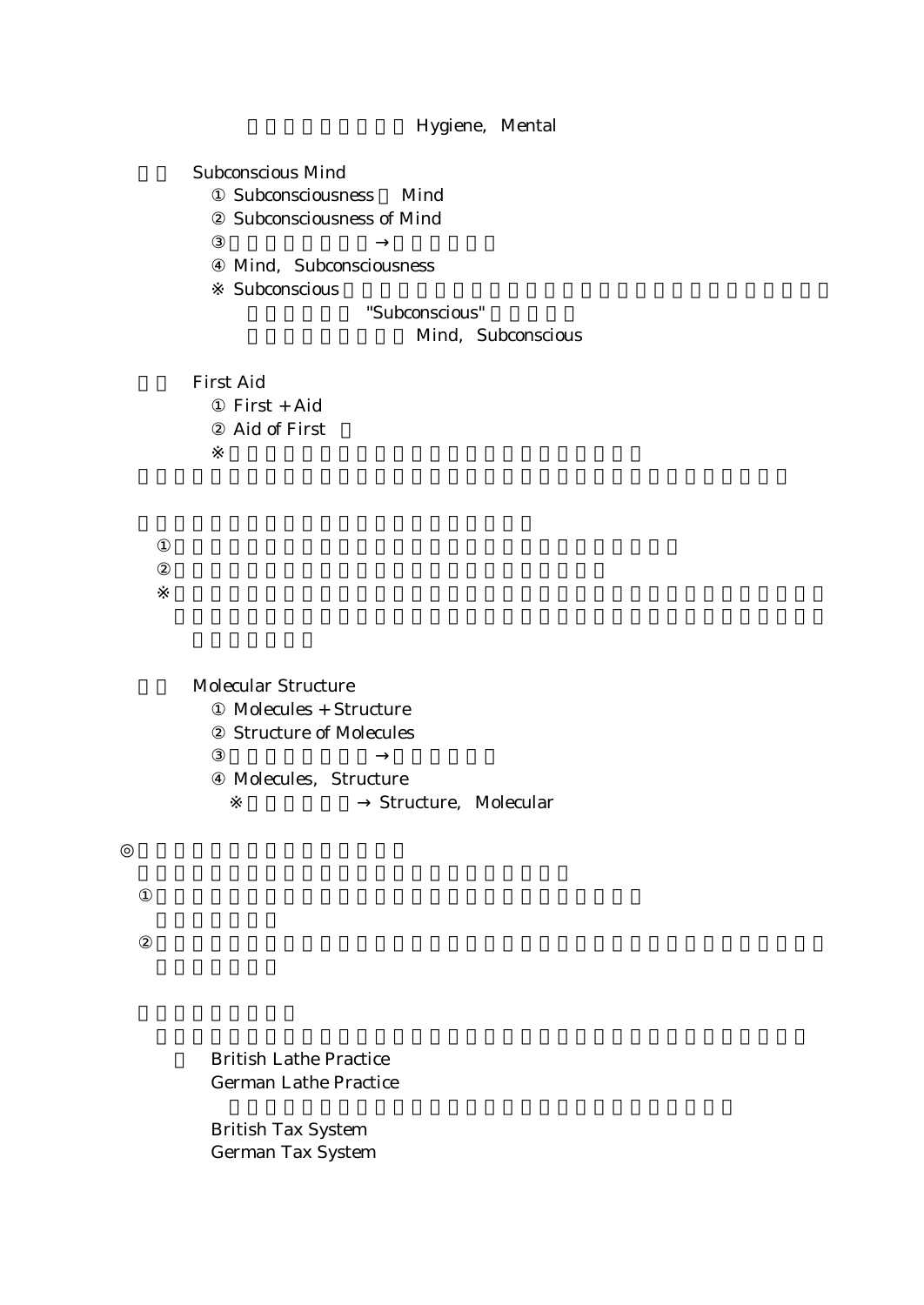Hygiene, Mental

Subconscious Mind

① Subconsciousness Mind

② Subconsciousness of Mind

③ →

④ Mind, Subconsciousness

※ Subconscious

"Subconscious"

Mind, Subconscious

First Aid

① First + Aid

② Aid of First

※

①

②

※

Molecular Structure

① Molecules + Structure

② Structure of Molecules

③ →

④ Molecules, Structure

※ → Structure, Molecular

◎

①

②

British Lathe Practice
German Lathe Practice

British Tax System
German Tax System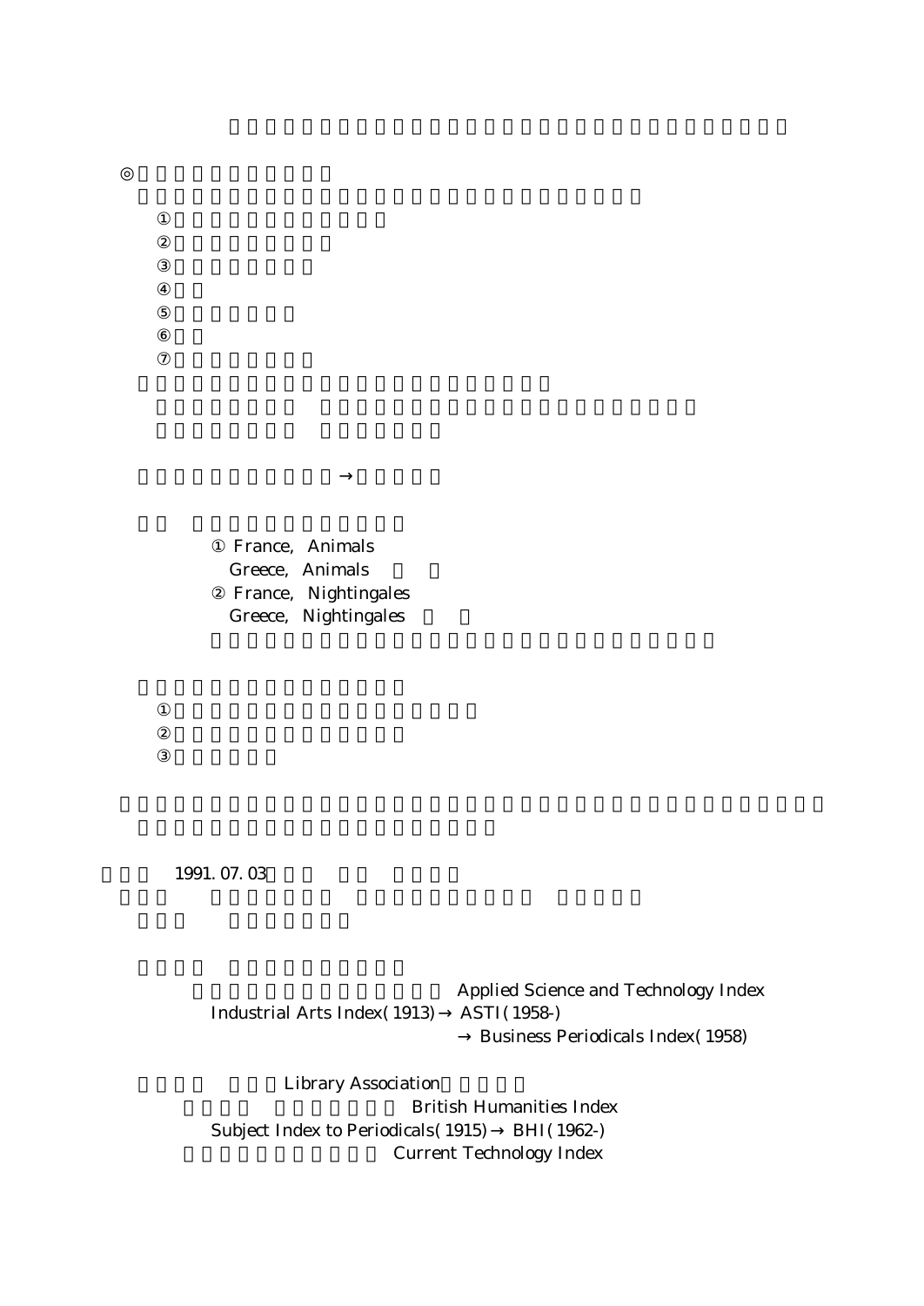◎

①
②
③
④
⑤
⑥
⑦

→

① France, Animals
Greece, Animals
② France, Nightingales
Greece, Nightingales

①
②
③

1991. 07. 03

Applied Science and Technology Index
Industrial Arts Index(1913) → ASTI(1958-)
→ Business Periodicals Index(1958)

Library Association
British Humanities Index
Subject Index to Periodicals(1915) → BHI(1962-)
Current Technology Index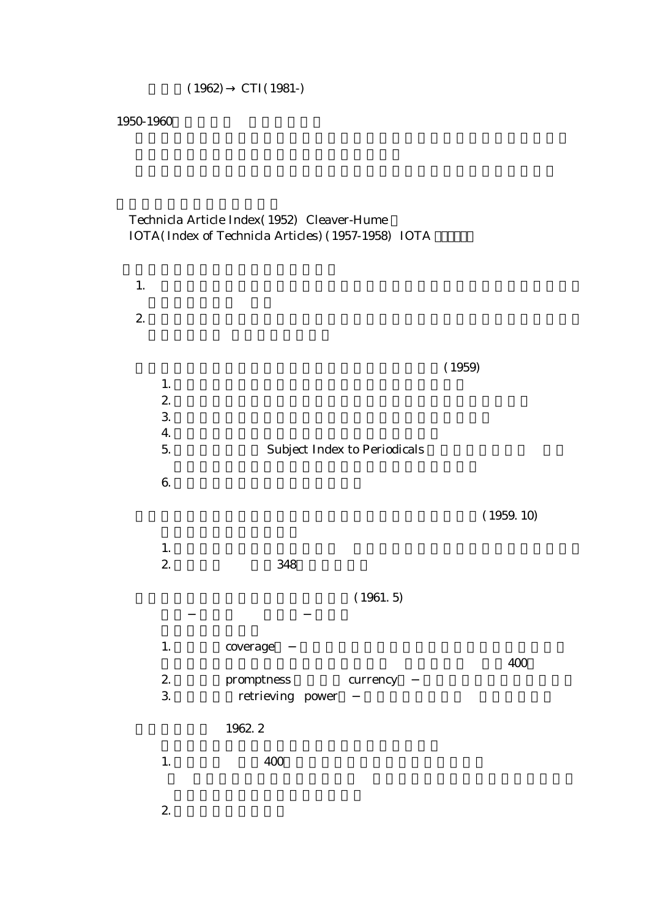(1962) → CTI (1981-)

1950-1960

Technicla Article Index (1952) Cleaver-Hume

IOTA (Index of Technicla Articles) (1957-1958) IOTA

1.

2.

(1959)

1.
2.
3.
4.
5. Subject Index to Periodicals
6.

(1959. 10)

1.
2. 348

(1961. 5)

– –

1. coverage – 400
2. promptness currency –
3. retrieving power –

1962. 2

1. 400
2.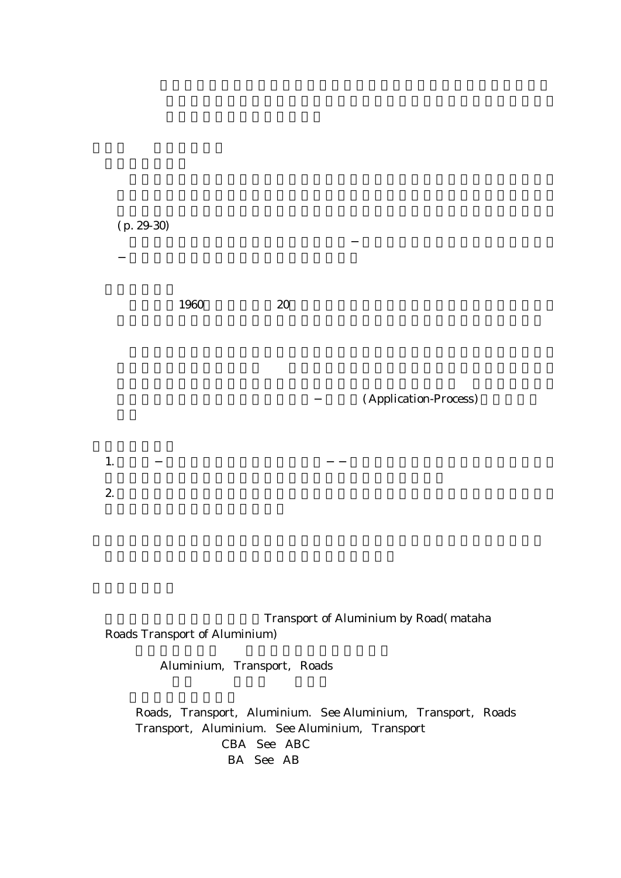(p. 29-30)

1960 20

(Application-Process)

1.

2.

Transport of Aluminium by Road( mataha Roads Transport of Aluminium)

Aluminium, Transport, Roads

Roads, Transport, Aluminium. See Aluminium, Transport, Roads

Transport, Aluminium. See Aluminium, Transport

CBA See ABC

BA See AB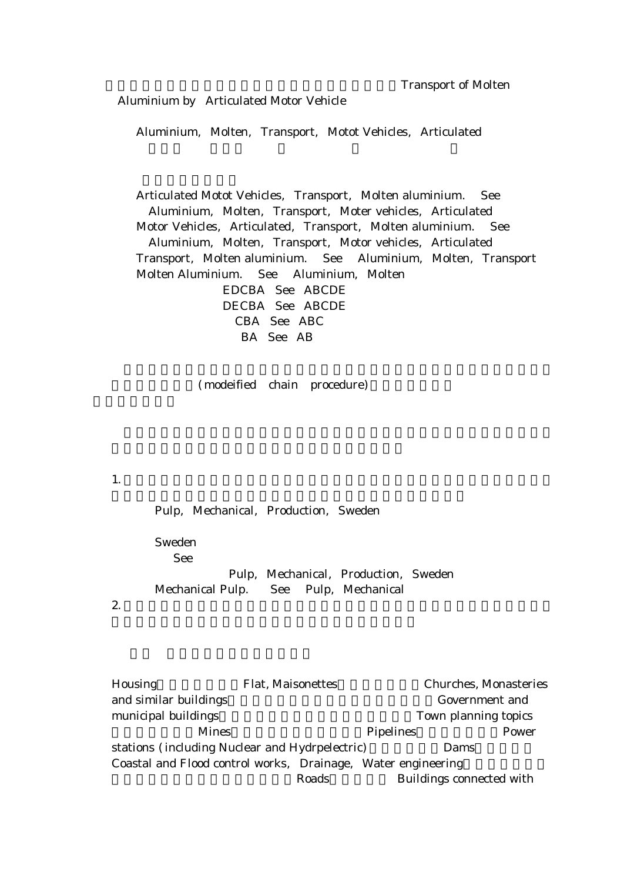Transport of Molten Aluminium by Articulated Motor Vehicle

Aluminium, Molten, Transport, Motot Vehicles, Articulated

Articulated Motot Vehicles, Transport, Molten aluminium. See Aluminium, Molten, Transport, Moter vehicles, Articulated

Motor Vehicles, Articulated, Transport, Molten aluminium. See Aluminium, Molten, Transport, Motor vehicles, Articulated

Transport, Molten aluminium. See Aluminium, Molten, Transport

Molten Aluminium. See Aluminium, Molten

EDCBA See ABCDE

DECBA See ABCDE

CBA See ABC

BA See AB

(modeified chain procedure)

1.

Pulp, Mechanical, Production, Sweden

Sweden

See

Pulp, Mechanical, Production, Sweden

Mechanical Pulp. See Pulp, Mechanical

2.

Housing Flat, Maisonettes Churches, Monasteries and similar buildings Government and municipal buildings Town planning topics Mines Pipelines Power stations (including Nuclear and Hydrpelectric) Dams Coastal and Flood control works, Drainage, Water engineering Roads Buildings connected with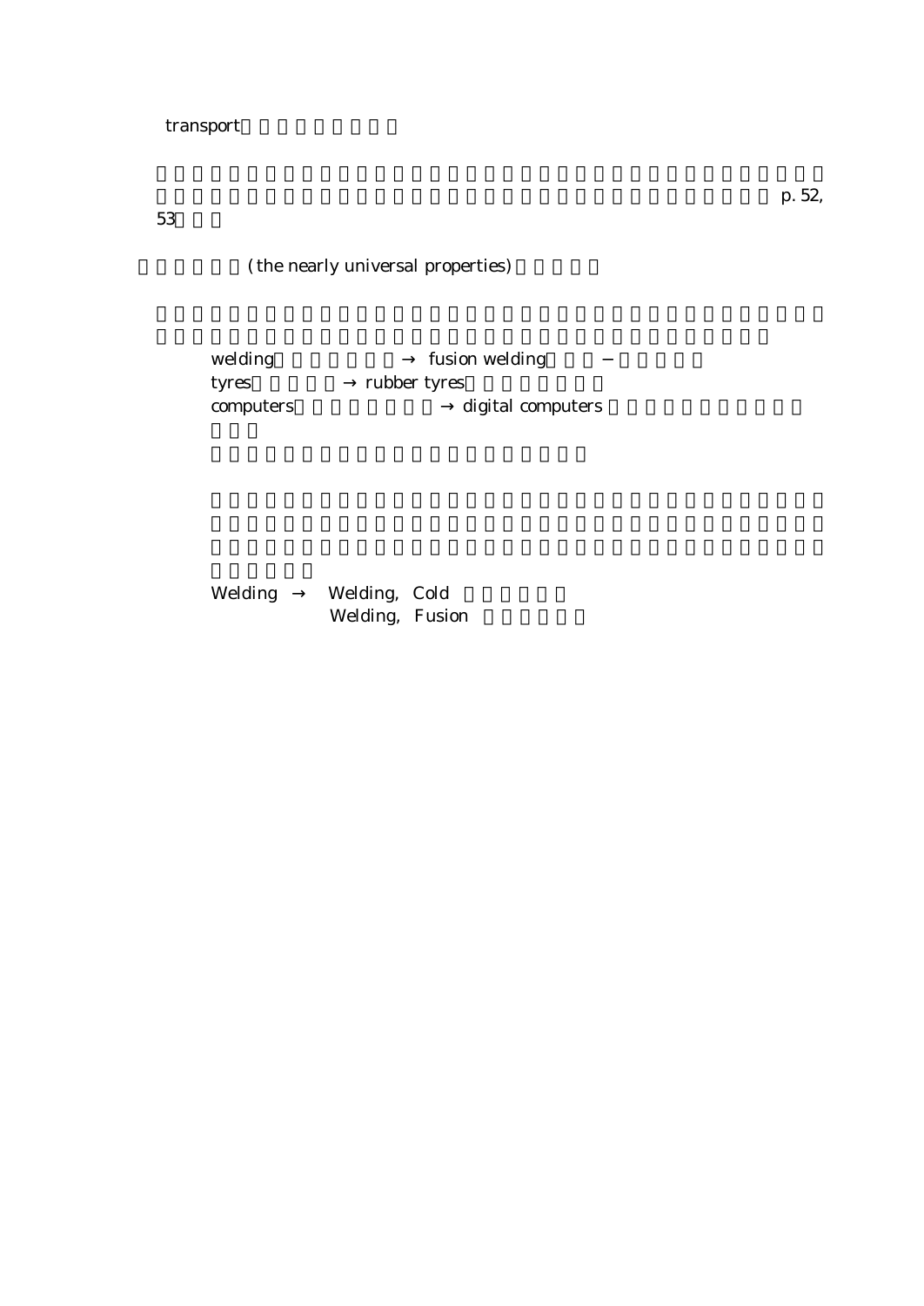transport

p. 52, 53

(the nearly universal properties)

welding → fusion welding −
tyres → rubber tyres
computers → digital computers

Welding → Welding, Cold
Welding, Fusion